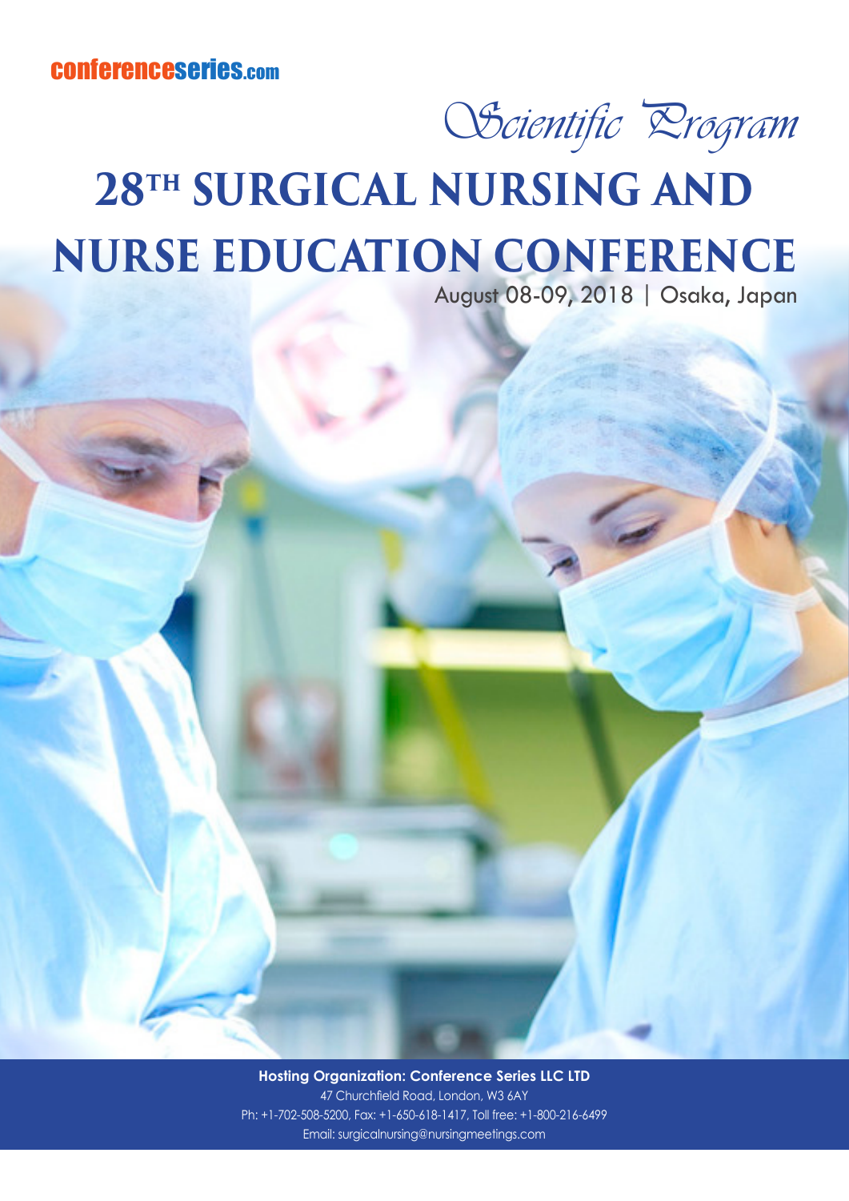conferenceseries.com

*Scientific Program*

# 28TH SURGICAL NURSING AND NURSE EDUCATION CONFERENCE

August 08-09, 2018 | Osaka, Japan

**Hosting Organization: Conference Series LLC LTD**

47 Churchfield Road, London, W3 6AY

Ph: +1-702-508-5200, Fax: +1-650-618-1417, Toll free: +1-800-216-6499

Email: surgicalnursing@nursingmeetings.com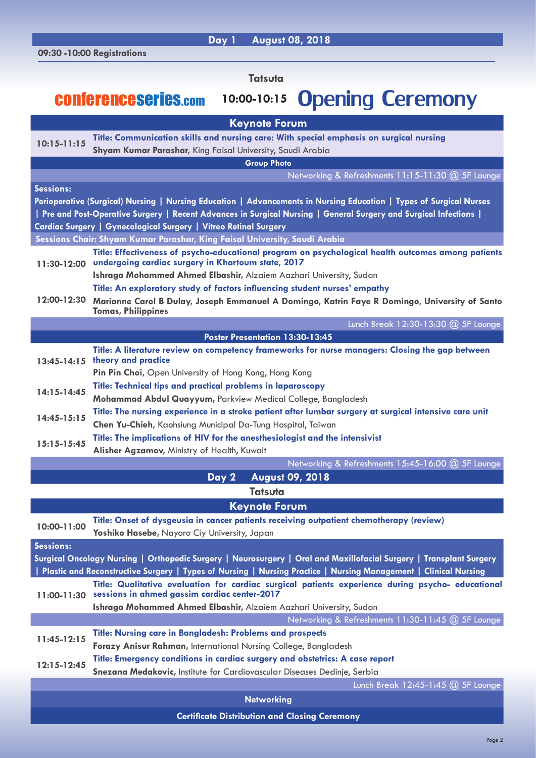## Day 1 August 08, 2018

**09:30 -10:00 Registrations**

**Tatsuta**

conferenceseries.com **10:00-10:15 Opening Ceremony**

### Keynote Forum

**10:15-11:15** **Title: Communication skills and nursing care: With special emphasis on surgical nursing**
**Shyam Kumar Parashar,** King Faisal University, Saudi Arabia

**Group Photo**

Networking & Refreshments 11:15-11:30 @ 5F Lounge

**Sessions:**
**Perioperative (Surgical) Nursing | Nursing Education | Advancements in Nursing Education | Types of Surgical Nurses | Pre and Post-Operative Surgery | Recent Advances in Surgical Nursing | General Surgery and Surgical Infections | Cardiac Surgery | Gynecological Surgery | Vitreo Retinal Surgery**

**Sessions Chair: Shyam Kumar Parashar, King Faisal University, Saudi Arabia**

**11:30-12:00** **Title: Effectiveness of psycho-educational program on psychological health outcomes among patients undergoing cardiac surgery in Khartoum state, 2017**
**Ishraga Mohammed Ahmed Elbashir,** Alzaiem Aazhari University, Sudan

**12:00-12:30** **Title: An exploratory study of factors influencing student nurses' empathy**
**Marianne Carol B Dulay, Joseph Emmanuel A Domingo, Katrin Faye R Domingo, University of Santo Tomas, Philippines**

Lunch Break 12:30-13:30 @ 5F Lounge

**Poster Presentation 13:30-13:45**

**13:45-14:15** **Title: A literature review on competency frameworks for nurse managers: Closing the gap between theory and practice**
**Pin Pin Choi,** Open University of Hong Kong, Hong Kong

**14:15-14:45** **Title: Technical tips and practical problems in laparoscopy**
**Mohammad Abdul Quayyum,** Parkview Medical College, Bangladesh

**14:45-15:15** **Title: The nursing experience in a stroke patient after lumbar surgery at surgical intensive care unit**
**Chen Yu-Chieh,** Kaohsiung Municipal Da-Tung Hospital, Taiwan

**15:15-15:45** **Title: The implications of HIV for the anesthesiologist and the intensivist**
**Alisher Agzamov,** Ministry of Health, Kuwait

Networking & Refreshments 15:45-16:00 @ 5F Lounge

## Day 2 August 09, 2018

**Tatsuta**

### Keynote Forum

**10:00-11:00** **Title: Onset of dysgeusia in cancer patients receiving outpatient chemotherapy (review)**
**Yoshiko Hasebe,** Nayoro Ciy University, Japan

**Sessions:**
**Surgical Oncology Nursing | Orthopedic Surgery | Neurosurgery | Oral and Maxillofacial Surgery | Transplant Surgery | Plastic and Reconstructive Surgery | Types of Nursing | Nursing Practice | Nursing Management | Clinical Nursing**

**11:00-11:30** **Title: Qualitative evaluation for cardiac surgical patients experience during psycho- educational sessions in ahmed gassim cardiac center-2017**
**Ishraga Mohammed Ahmed Elbashir,** Alzaiem Aazhari University, Sudan

Networking & Refreshments 11:30-11:45 @ 5F Lounge

**11:45-12:15** **Title: Nursing care in Bangladesh: Problems and prospects**
**Forazy Anisur Rahman,** International Nursing College, Bangladesh

**12:15-12:45** **Title: Emergency conditions in cardiac surgery and obstetrics: A case report**
**Snezana Medakovic,** Institute for Cardiovascular Diseases Dedinje, Serbia

Lunch Break 12:45-1:45 @ 5F Lounge

**Networking**

**Certificate Distribution and Closing Ceremony**